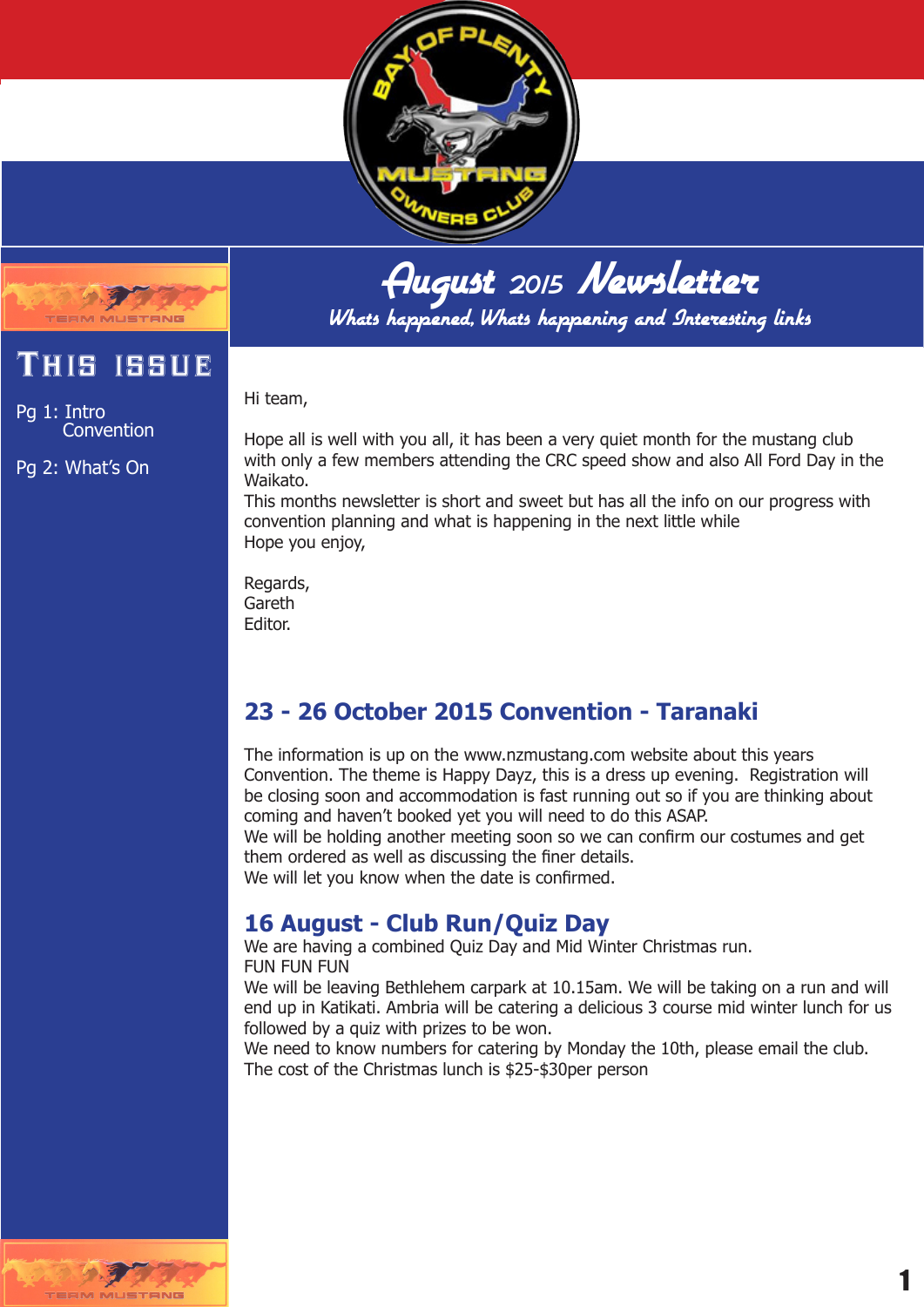# August 2015 Newsletter

*Whats happened, Whats happening and Interesting links*

## This issue

Pg 1: Intro
Convention

Pg 2: What's On

Hi team,

Hope all is well with you all, it has been a very quiet month for the mustang club with only a few members attending the CRC speed show and also All Ford Day in the Waikato.
This months newsletter is short and sweet but has all the info on our progress with convention planning and what is happening in the next little while
Hope you enjoy,

Regards,
Gareth
Editor.

## 23 - 26 October 2015 Convention - Taranaki

The information is up on the www.nzmustang.com website about this years Convention. The theme is Happy Dayz, this is a dress up evening. Registration will be closing soon and accommodation is fast running out so if you are thinking about coming and haven't booked yet you will need to do this ASAP.
We will be holding another meeting soon so we can confirm our costumes and get them ordered as well as discussing the finer details.
We will let you know when the date is confirmed.

## 16 August - Club Run/Quiz Day

We are having a combined Quiz Day and Mid Winter Christmas run.
FUN FUN FUN
We will be leaving Bethlehem carpark at 10.15am. We will be taking on a run and will end up in Katikati. Ambria will be catering a delicious 3 course mid winter lunch for us followed by a quiz with prizes to be won.
We need to know numbers for catering by Monday the 10th, please email the club.
The cost of the Christmas lunch is $25-$30per person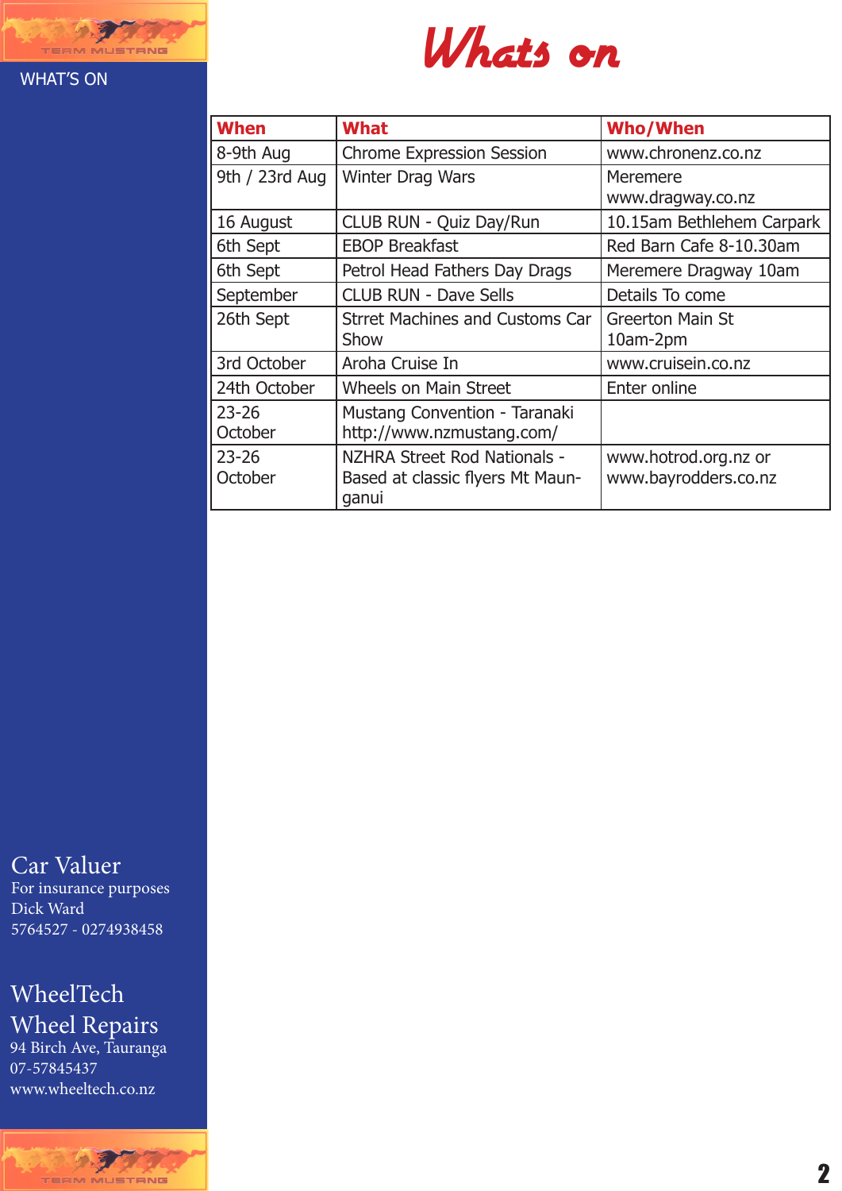# Whats on

| When | What | Who/When |
|---|---|---|
| 8-9th Aug | Chrome Expression Session | www.chronenz.co.nz |
| 9th / 23rd Aug | Winter Drag Wars | Meremere www.dragway.co.nz |
| 16 August | CLUB RUN - Quiz Day/Run | 10.15am Bethlehem Carpark |
| 6th Sept | EBOP Breakfast | Red Barn Cafe 8-10.30am |
| 6th Sept | Petrol Head Fathers Day Drags | Meremere Dragway 10am |
| September | CLUB RUN - Dave Sells | Details To come |
| 26th Sept | Strret Machines and Customs Car Show | Greerton Main St 10am-2pm |
| 3rd October | Aroha Cruise In | www.cruisein.co.nz |
| 24th October | Wheels on Main Street | Enter online |
| 23-26 October | Mustang Convention - Taranaki http://www.nzmustang.com/ | |
| 23-26 October | NZHRA Street Rod Nationals - Based at classic flyers Mt Maunganui | www.hotrod.org.nz or www.bayrodders.co.nz |

## Car Valuer

For insurance purposes
Dick Ward
5764527 - 0274938458

## WheelTech Wheel Repairs

94 Birch Ave, Tauranga
07-57845437
www.wheeltech.co.nz